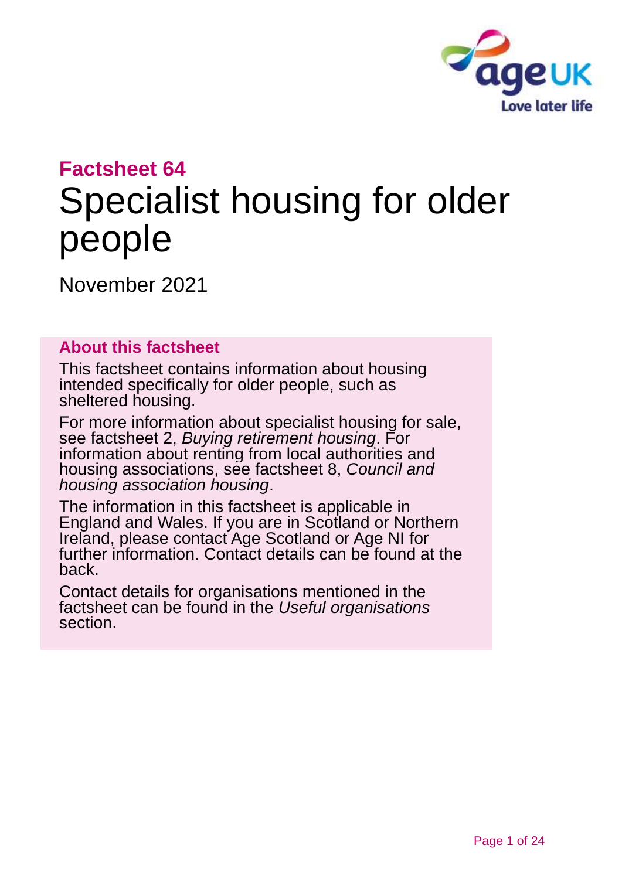**Factsheet 64**

# Specialist housing for older people

November 2021

## About this factsheet

This factsheet contains information about housing intended specifically for older people, such as sheltered housing.

For more information about specialist housing for sale, see factsheet 2, *Buying retirement housing*. For information about renting from local authorities and housing associations, see factsheet 8, *Council and housing association housing*.

The information in this factsheet is applicable in England and Wales. If you are in Scotland or Northern Ireland, please contact Age Scotland or Age NI for further information. Contact details can be found at the back.

Contact details for organisations mentioned in the factsheet can be found in the *Useful organisations* section.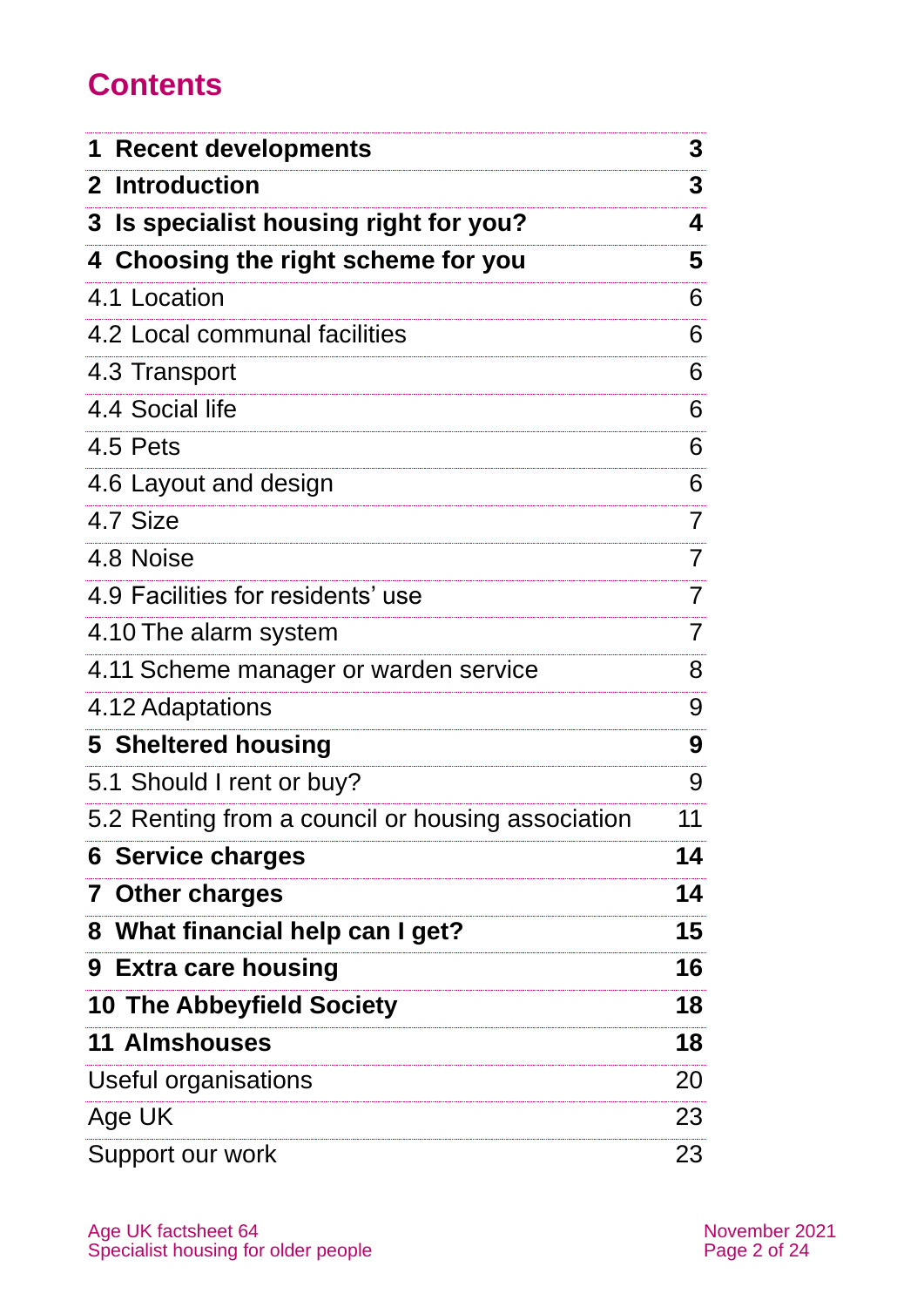# Contents

| | |
|---|---|
| **1 Recent developments** | **3** |
| **2 Introduction** | **3** |
| **3 Is specialist housing right for you?** | **4** |
| **4 Choosing the right scheme for you** | **5** |
| 4.1 Location | 6 |
| 4.2 Local communal facilities | 6 |
| 4.3 Transport | 6 |
| 4.4 Social life | 6 |
| 4.5 Pets | 6 |
| 4.6 Layout and design | 6 |
| 4.7 Size | 7 |
| 4.8 Noise | 7 |
| 4.9 Facilities for residents' use | 7 |
| 4.10 The alarm system | 7 |
| 4.11 Scheme manager or warden service | 8 |
| 4.12 Adaptations | 9 |
| **5 Sheltered housing** | **9** |
| 5.1 Should I rent or buy? | 9 |
| 5.2 Renting from a council or housing association | 11 |
| **6 Service charges** | **14** |
| **7 Other charges** | **14** |
| **8 What financial help can I get?** | **15** |
| **9 Extra care housing** | **16** |
| **10 The Abbeyfield Society** | **18** |
| **11 Almshouses** | **18** |
| Useful organisations | 20 |
| Age UK | 23 |
| Support our work | 23 |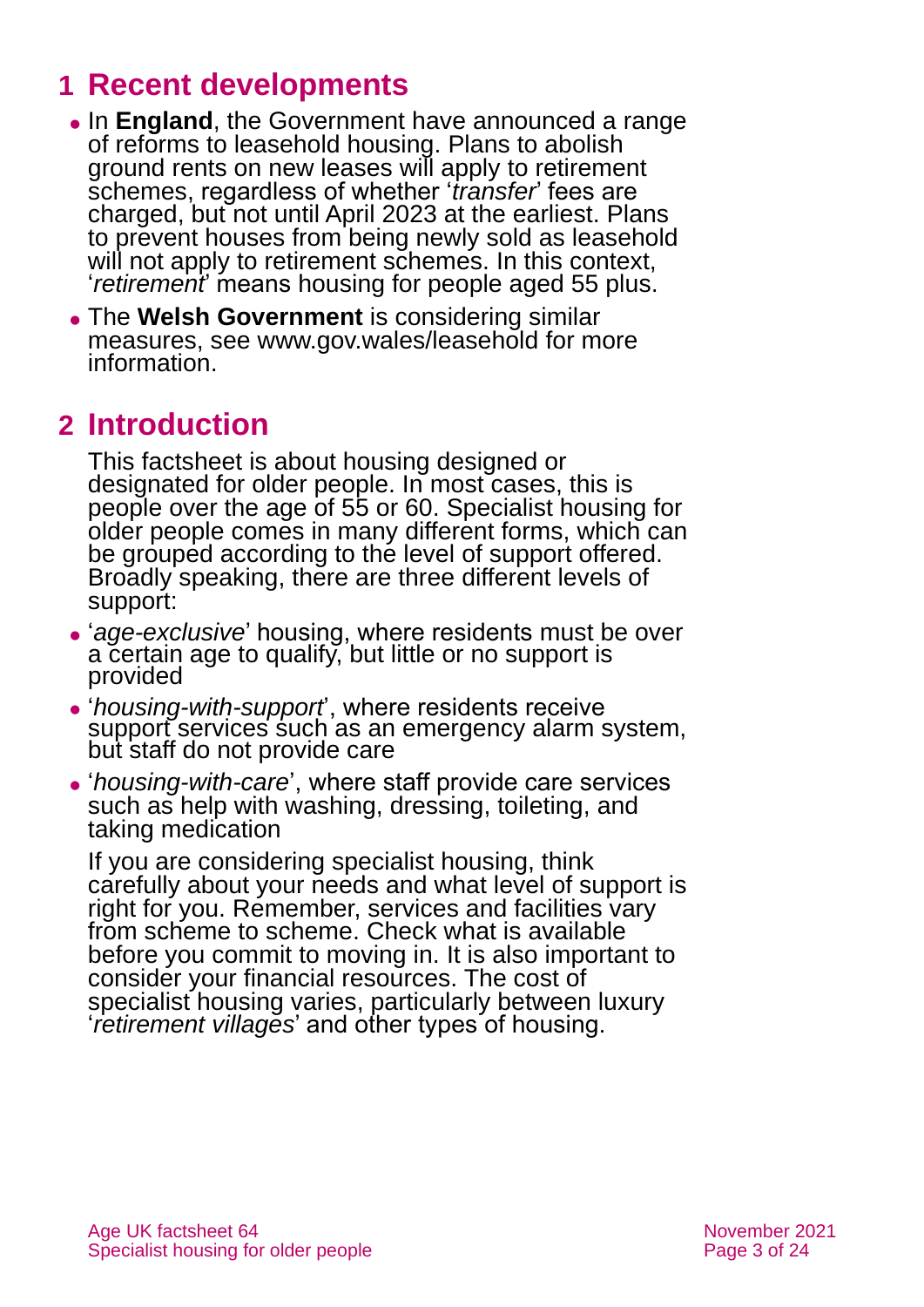# 1 Recent developments

- In **England**, the Government have announced a range of reforms to leasehold housing. Plans to abolish ground rents on new leases will apply to retirement schemes, regardless of whether '*transfer*' fees are charged, but not until April 2023 at the earliest. Plans to prevent houses from being newly sold as leasehold will not apply to retirement schemes. In this context, '*retirement*' means housing for people aged 55 plus.
- The **Welsh Government** is considering similar measures, see www.gov.wales/leasehold for more information.

# 2 Introduction

This factsheet is about housing designed or designated for older people. In most cases, this is people over the age of 55 or 60. Specialist housing for older people comes in many different forms, which can be grouped according to the level of support offered. Broadly speaking, there are three different levels of support:

- '*age-exclusive*' housing, where residents must be over a certain age to qualify, but little or no support is provided
- '*housing-with-support*', where residents receive support services such as an emergency alarm system, but staff do not provide care
- '*housing-with-care*', where staff provide care services such as help with washing, dressing, toileting, and taking medication

If you are considering specialist housing, think carefully about your needs and what level of support is right for you. Remember, services and facilities vary from scheme to scheme. Check what is available before you commit to moving in. It is also important to consider your financial resources. The cost of specialist housing varies, particularly between luxury '*retirement villages*' and other types of housing.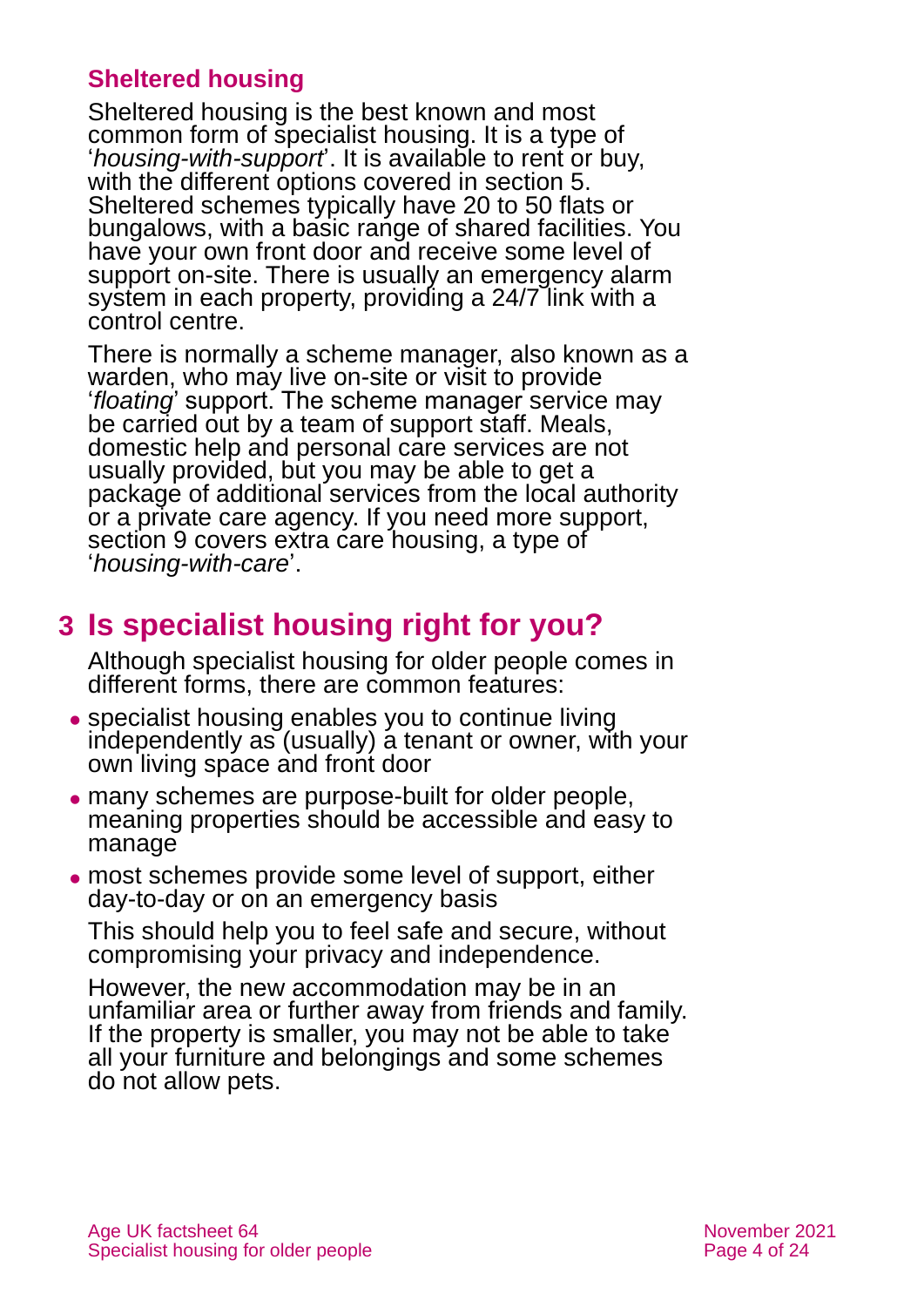### Sheltered housing

Sheltered housing is the best known and most common form of specialist housing. It is a type of '*housing-with-support*'. It is available to rent or buy, with the different options covered in section 5. Sheltered schemes typically have 20 to 50 flats or bungalows, with a basic range of shared facilities. You have your own front door and receive some level of support on-site. There is usually an emergency alarm system in each property, providing a 24/7 link with a control centre.

There is normally a scheme manager, also known as a warden, who may live on-site or visit to provide '*floating*' support. The scheme manager service may be carried out by a team of support staff. Meals, domestic help and personal care services are not usually provided, but you may be able to get a package of additional services from the local authority or a private care agency. If you need more support, section 9 covers extra care housing, a type of '*housing-with-care*'.

## 3 Is specialist housing right for you?

Although specialist housing for older people comes in different forms, there are common features:

- specialist housing enables you to continue living independently as (usually) a tenant or owner, with your own living space and front door
- many schemes are purpose-built for older people, meaning properties should be accessible and easy to manage
- most schemes provide some level of support, either day-to-day or on an emergency basis

This should help you to feel safe and secure, without compromising your privacy and independence.

However, the new accommodation may be in an unfamiliar area or further away from friends and family. If the property is smaller, you may not be able to take all your furniture and belongings and some schemes do not allow pets.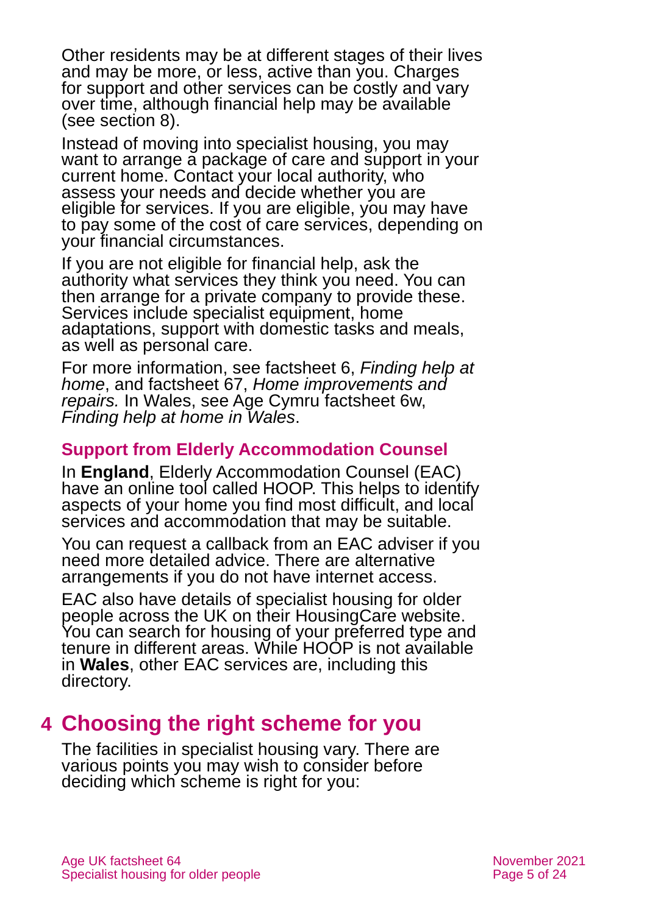Other residents may be at different stages of their lives and may be more, or less, active than you. Charges for support and other services can be costly and vary over time, although financial help may be available (see section 8).

Instead of moving into specialist housing, you may want to arrange a package of care and support in your current home. Contact your local authority, who assess your needs and decide whether you are eligible for services. If you are eligible, you may have to pay some of the cost of care services, depending on your financial circumstances.

If you are not eligible for financial help, ask the authority what services they think you need. You can then arrange for a private company to provide these. Services include specialist equipment, home adaptations, support with domestic tasks and meals, as well as personal care.

For more information, see factsheet 6, *Finding help at home*, and factsheet 67, *Home improvements and repairs.* In Wales, see Age Cymru factsheet 6w, *Finding help at home in Wales*.

### Support from Elderly Accommodation Counsel

In **England**, Elderly Accommodation Counsel (EAC) have an online tool called HOOP. This helps to identify aspects of your home you find most difficult, and local services and accommodation that may be suitable.

You can request a callback from an EAC adviser if you need more detailed advice. There are alternative arrangements if you do not have internet access.

EAC also have details of specialist housing for older people across the UK on their HousingCare website. You can search for housing of your preferred type and tenure in different areas. While HOOP is not available in **Wales**, other EAC services are, including this directory.

## 4 Choosing the right scheme for you

The facilities in specialist housing vary. There are various points you may wish to consider before deciding which scheme is right for you: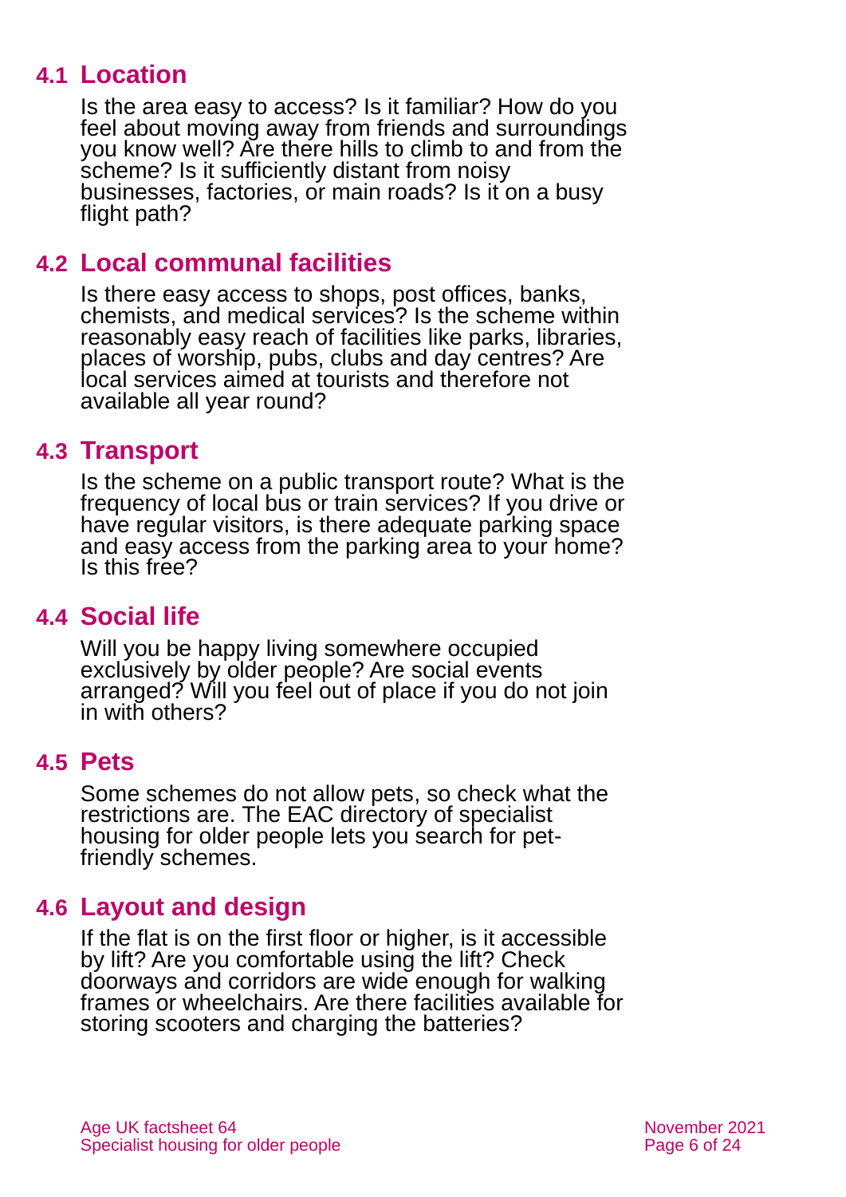## 4.1 Location

Is the area easy to access? Is it familiar? How do you feel about moving away from friends and surroundings you know well? Are there hills to climb to and from the scheme? Is it sufficiently distant from noisy businesses, factories, or main roads? Is it on a busy flight path?

## 4.2 Local communal facilities

Is there easy access to shops, post offices, banks, chemists, and medical services? Is the scheme within reasonably easy reach of facilities like parks, libraries, places of worship, pubs, clubs and day centres? Are local services aimed at tourists and therefore not available all year round?

## 4.3 Transport

Is the scheme on a public transport route? What is the frequency of local bus or train services? If you drive or have regular visitors, is there adequate parking space and easy access from the parking area to your home? Is this free?

## 4.4 Social life

Will you be happy living somewhere occupied exclusively by older people? Are social events arranged? Will you feel out of place if you do not join in with others?

## 4.5 Pets

Some schemes do not allow pets, so check what the restrictions are. The EAC directory of specialist housing for older people lets you search for pet-friendly schemes.

## 4.6 Layout and design

If the flat is on the first floor or higher, is it accessible by lift? Are you comfortable using the lift? Check doorways and corridors are wide enough for walking frames or wheelchairs. Are there facilities available for storing scooters and charging the batteries?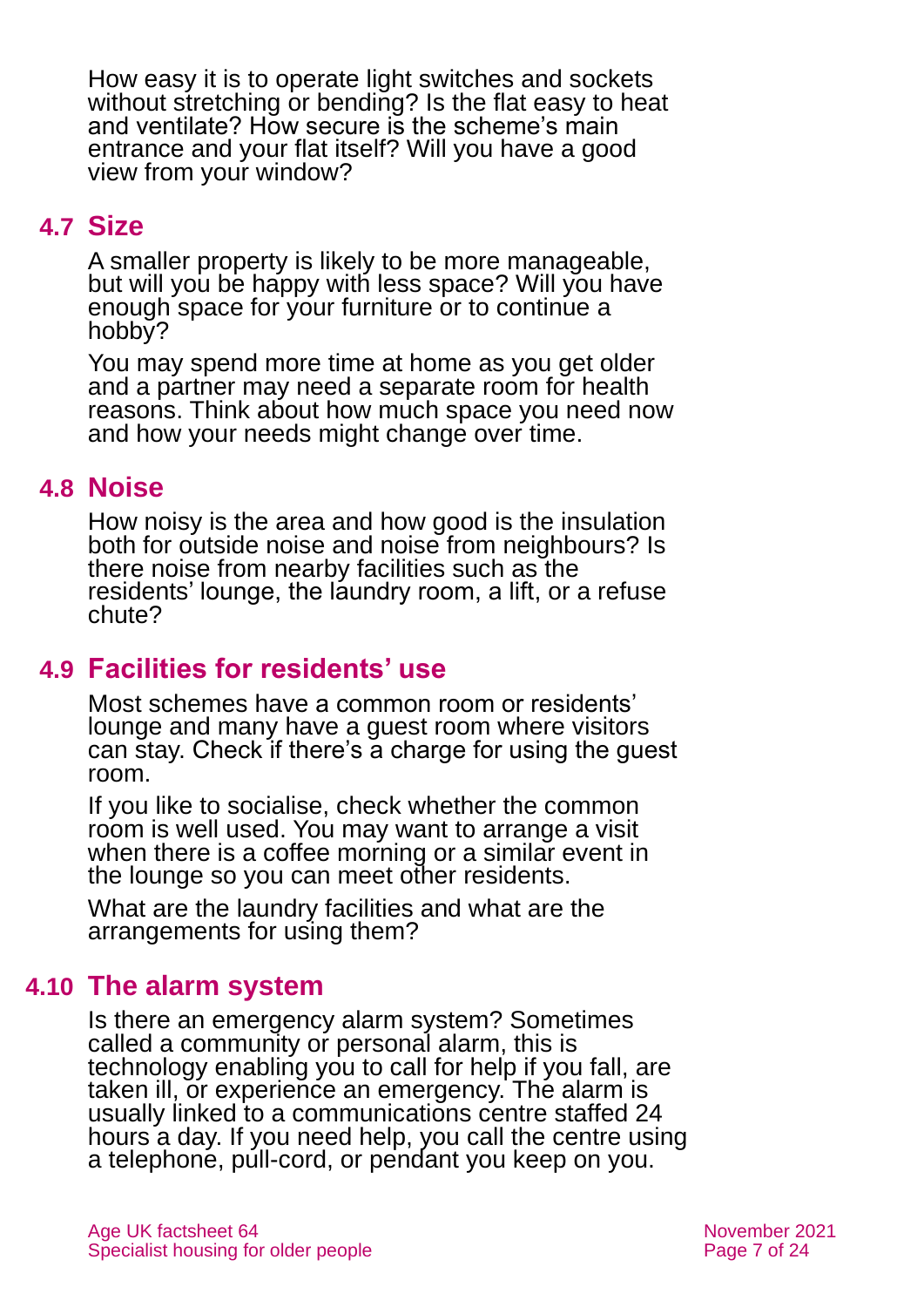How easy it is to operate light switches and sockets without stretching or bending? Is the flat easy to heat and ventilate? How secure is the scheme's main entrance and your flat itself? Will you have a good view from your window?

## 4.7 Size

A smaller property is likely to be more manageable, but will you be happy with less space? Will you have enough space for your furniture or to continue a hobby?

You may spend more time at home as you get older and a partner may need a separate room for health reasons. Think about how much space you need now and how your needs might change over time.

## 4.8 Noise

How noisy is the area and how good is the insulation both for outside noise and noise from neighbours? Is there noise from nearby facilities such as the residents' lounge, the laundry room, a lift, or a refuse chute?

## 4.9 Facilities for residents' use

Most schemes have a common room or residents' lounge and many have a guest room where visitors can stay. Check if there's a charge for using the guest room.

If you like to socialise, check whether the common room is well used. You may want to arrange a visit when there is a coffee morning or a similar event in the lounge so you can meet other residents.

What are the laundry facilities and what are the arrangements for using them?

## 4.10 The alarm system

Is there an emergency alarm system? Sometimes called a community or personal alarm, this is technology enabling you to call for help if you fall, are taken ill, or experience an emergency. The alarm is usually linked to a communications centre staffed 24 hours a day. If you need help, you call the centre using a telephone, pull-cord, or pendant you keep on you.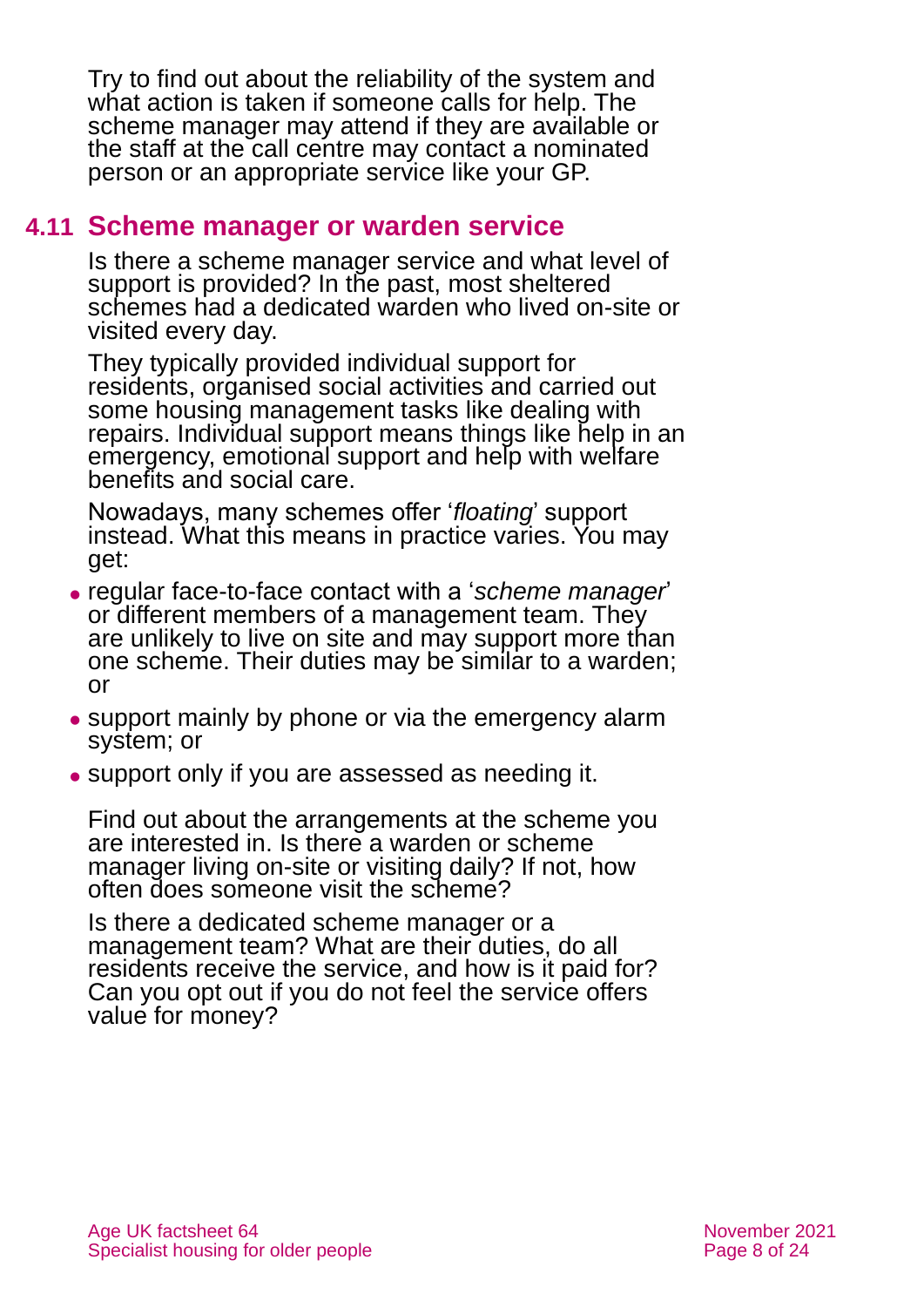Try to find out about the reliability of the system and what action is taken if someone calls for help. The scheme manager may attend if they are available or the staff at the call centre may contact a nominated person or an appropriate service like your GP.

## 4.11 Scheme manager or warden service

Is there a scheme manager service and what level of support is provided? In the past, most sheltered schemes had a dedicated warden who lived on-site or visited every day.

They typically provided individual support for residents, organised social activities and carried out some housing management tasks like dealing with repairs. Individual support means things like help in an emergency, emotional support and help with welfare benefits and social care.

Nowadays, many schemes offer '*floating*' support instead. What this means in practice varies. You may get:

- regular face-to-face contact with a '*scheme manager*' or different members of a management team. They are unlikely to live on site and may support more than one scheme. Their duties may be similar to a warden; or
- support mainly by phone or via the emergency alarm system; or
- support only if you are assessed as needing it.

Find out about the arrangements at the scheme you are interested in. Is there a warden or scheme manager living on-site or visiting daily? If not, how often does someone visit the scheme?

Is there a dedicated scheme manager or a management team? What are their duties, do all residents receive the service, and how is it paid for? Can you opt out if you do not feel the service offers value for money?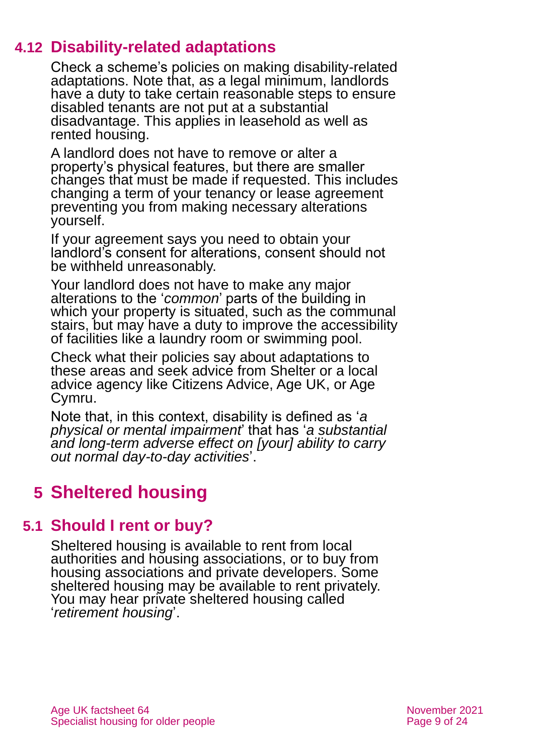### 4.12 Disability-related adaptations

Check a scheme's policies on making disability-related adaptations. Note that, as a legal minimum, landlords have a duty to take certain reasonable steps to ensure disabled tenants are not put at a substantial disadvantage. This applies in leasehold as well as rented housing.

A landlord does not have to remove or alter a property's physical features, but there are smaller changes that must be made if requested. This includes changing a term of your tenancy or lease agreement preventing you from making necessary alterations yourself.

If your agreement says you need to obtain your landlord's consent for alterations, consent should not be withheld unreasonably.

Your landlord does not have to make any major alterations to the '*common*' parts of the building in which your property is situated, such as the communal stairs, but may have a duty to improve the accessibility of facilities like a laundry room or swimming pool.

Check what their policies say about adaptations to these areas and seek advice from Shelter or a local advice agency like Citizens Advice, Age UK, or Age Cymru.

Note that, in this context, disability is defined as '*a physical or mental impairment*' that has '*a substantial and long-term adverse effect on [your] ability to carry out normal day-to-day activities*'.

## 5 Sheltered housing

### 5.1 Should I rent or buy?

Sheltered housing is available to rent from local authorities and housing associations, or to buy from housing associations and private developers. Some sheltered housing may be available to rent privately. You may hear private sheltered housing called '*retirement housing*'.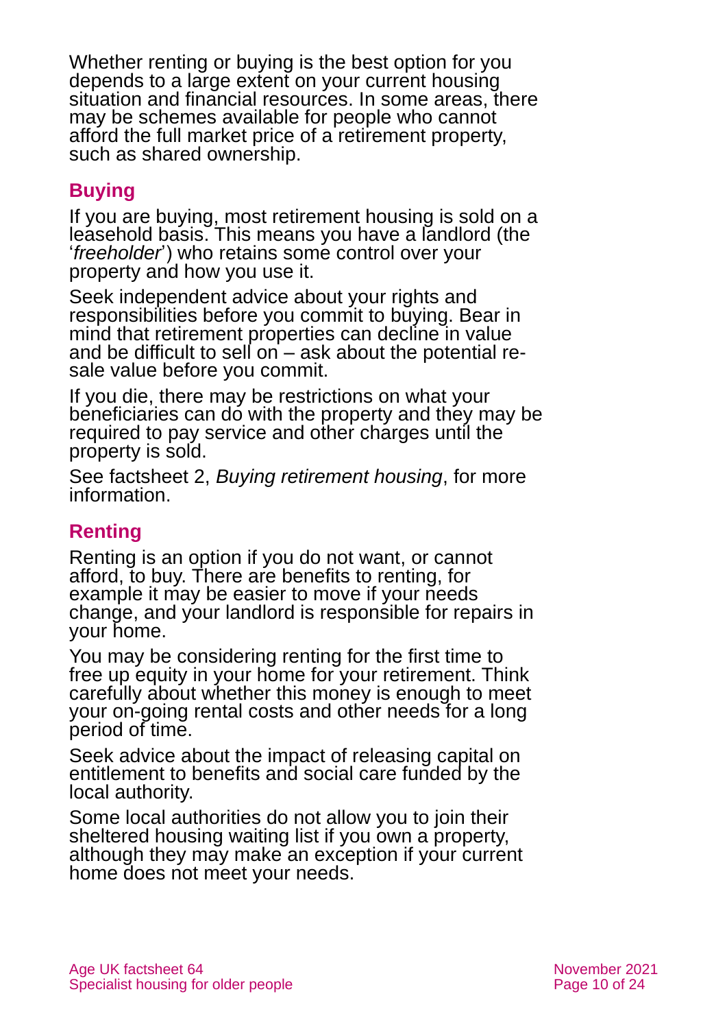Whether renting or buying is the best option for you depends to a large extent on your current housing situation and financial resources. In some areas, there may be schemes available for people who cannot afford the full market price of a retirement property, such as shared ownership.

## Buying

If you are buying, most retirement housing is sold on a leasehold basis. This means you have a landlord (the '*freeholder*') who retains some control over your property and how you use it.

Seek independent advice about your rights and responsibilities before you commit to buying. Bear in mind that retirement properties can decline in value and be difficult to sell on – ask about the potential re-sale value before you commit.

If you die, there may be restrictions on what your beneficiaries can do with the property and they may be required to pay service and other charges until the property is sold.

See factsheet 2, *Buying retirement housing*, for more information.

## Renting

Renting is an option if you do not want, or cannot afford, to buy. There are benefits to renting, for example it may be easier to move if your needs change, and your landlord is responsible for repairs in your home.

You may be considering renting for the first time to free up equity in your home for your retirement. Think carefully about whether this money is enough to meet your on-going rental costs and other needs for a long period of time.

Seek advice about the impact of releasing capital on entitlement to benefits and social care funded by the local authority.

Some local authorities do not allow you to join their sheltered housing waiting list if you own a property, although they may make an exception if your current home does not meet your needs.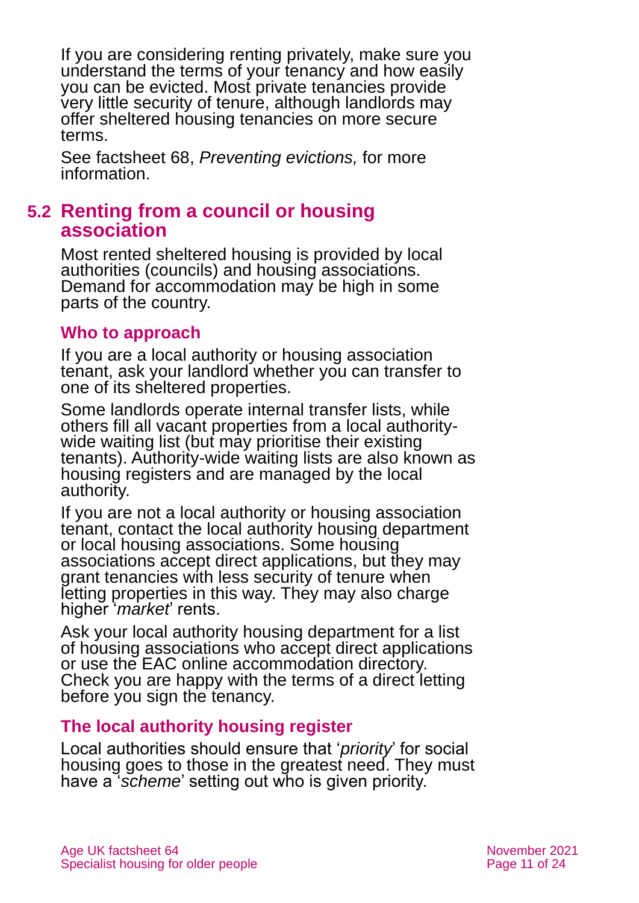If you are considering renting privately, make sure you understand the terms of your tenancy and how easily you can be evicted. Most private tenancies provide very little security of tenure, although landlords may offer sheltered housing tenancies on more secure terms.

See factsheet 68, *Preventing evictions,* for more information.

## 5.2 Renting from a council or housing association

Most rented sheltered housing is provided by local authorities (councils) and housing associations. Demand for accommodation may be high in some parts of the country.

### Who to approach

If you are a local authority or housing association tenant, ask your landlord whether you can transfer to one of its sheltered properties.

Some landlords operate internal transfer lists, while others fill all vacant properties from a local authority-wide waiting list (but may prioritise their existing tenants). Authority-wide waiting lists are also known as housing registers and are managed by the local authority.

If you are not a local authority or housing association tenant, contact the local authority housing department or local housing associations. Some housing associations accept direct applications, but they may grant tenancies with less security of tenure when letting properties in this way. They may also charge higher '*market*' rents.

Ask your local authority housing department for a list of housing associations who accept direct applications or use the EAC online accommodation directory. Check you are happy with the terms of a direct letting before you sign the tenancy.

### The local authority housing register

Local authorities should ensure that '*priority*' for social housing goes to those in the greatest need. They must have a '*scheme*' setting out who is given priority.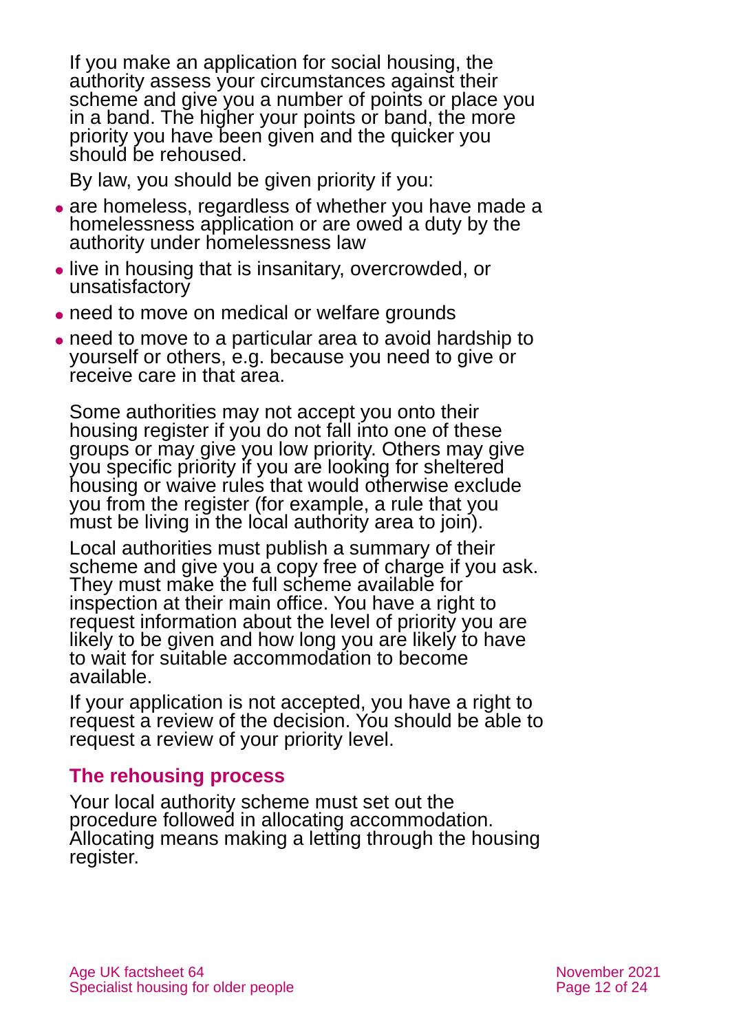If you make an application for social housing, the authority assess your circumstances against their scheme and give you a number of points or place you in a band. The higher your points or band, the more priority you have been given and the quicker you should be rehoused.

By law, you should be given priority if you:

- are homeless, regardless of whether you have made a homelessness application or are owed a duty by the authority under homelessness law
- live in housing that is insanitary, overcrowded, or unsatisfactory
- need to move on medical or welfare grounds
- need to move to a particular area to avoid hardship to yourself or others, e.g. because you need to give or receive care in that area.

Some authorities may not accept you onto their housing register if you do not fall into one of these groups or may give you low priority. Others may give you specific priority if you are looking for sheltered housing or waive rules that would otherwise exclude you from the register (for example, a rule that you must be living in the local authority area to join).

Local authorities must publish a summary of their scheme and give you a copy free of charge if you ask. They must make the full scheme available for inspection at their main office. You have a right to request information about the level of priority you are likely to be given and how long you are likely to have to wait for suitable accommodation to become available.

If your application is not accepted, you have a right to request a review of the decision. You should be able to request a review of your priority level.

## The rehousing process

Your local authority scheme must set out the procedure followed in allocating accommodation. Allocating means making a letting through the housing register.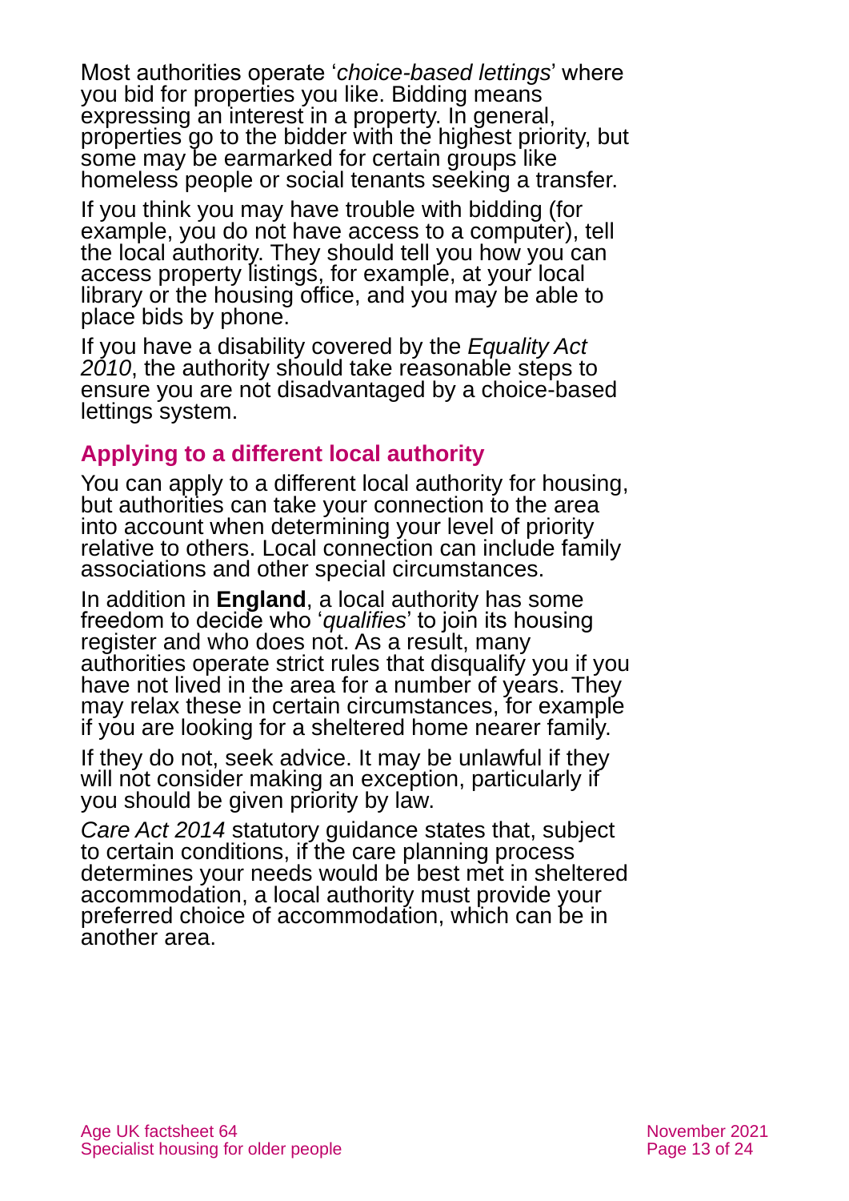Most authorities operate '*choice-based lettings*' where you bid for properties you like. Bidding means expressing an interest in a property. In general, properties go to the bidder with the highest priority, but some may be earmarked for certain groups like homeless people or social tenants seeking a transfer.

If you think you may have trouble with bidding (for example, you do not have access to a computer), tell the local authority. They should tell you how you can access property listings, for example, at your local library or the housing office, and you may be able to place bids by phone.

If you have a disability covered by the *Equality Act 2010*, the authority should take reasonable steps to ensure you are not disadvantaged by a choice-based lettings system.

## Applying to a different local authority

You can apply to a different local authority for housing, but authorities can take your connection to the area into account when determining your level of priority relative to others. Local connection can include family associations and other special circumstances.

In addition in **England**, a local authority has some freedom to decide who '*qualifies*' to join its housing register and who does not. As a result, many authorities operate strict rules that disqualify you if you have not lived in the area for a number of years. They may relax these in certain circumstances, for example if you are looking for a sheltered home nearer family.

If they do not, seek advice. It may be unlawful if they will not consider making an exception, particularly if you should be given priority by law.

*Care Act 2014* statutory guidance states that, subject to certain conditions, if the care planning process determines your needs would be best met in sheltered accommodation, a local authority must provide your preferred choice of accommodation, which can be in another area.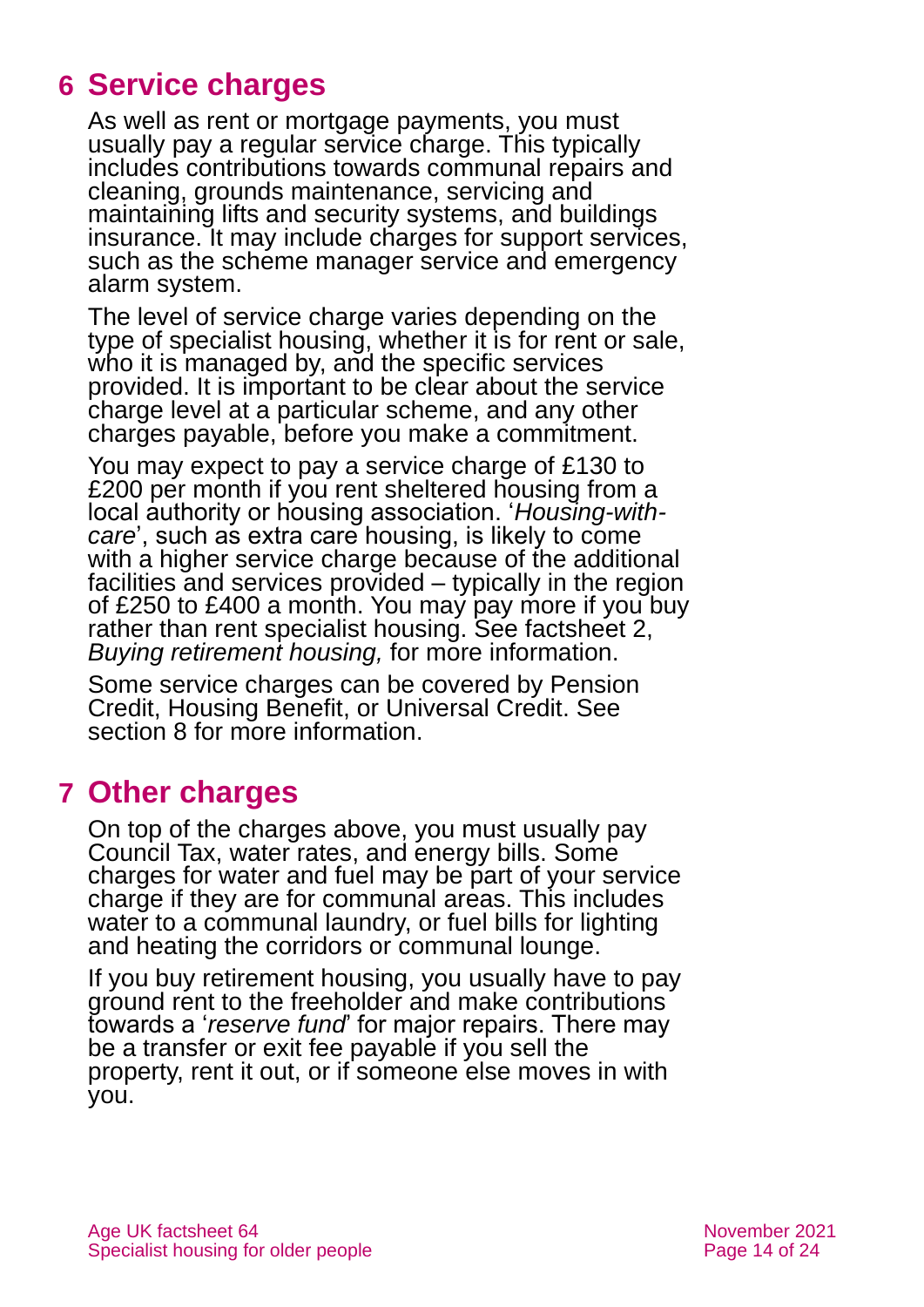## 6 Service charges

As well as rent or mortgage payments, you must usually pay a regular service charge. This typically includes contributions towards communal repairs and cleaning, grounds maintenance, servicing and maintaining lifts and security systems, and buildings insurance. It may include charges for support services, such as the scheme manager service and emergency alarm system.

The level of service charge varies depending on the type of specialist housing, whether it is for rent or sale, who it is managed by, and the specific services provided. It is important to be clear about the service charge level at a particular scheme, and any other charges payable, before you make a commitment.

You may expect to pay a service charge of £130 to £200 per month if you rent sheltered housing from a local authority or housing association. '*Housing-with-care*', such as extra care housing, is likely to come with a higher service charge because of the additional facilities and services provided – typically in the region of £250 to £400 a month. You may pay more if you buy rather than rent specialist housing. See factsheet 2, *Buying retirement housing,* for more information.

Some service charges can be covered by Pension Credit, Housing Benefit, or Universal Credit. See section 8 for more information.

## 7 Other charges

On top of the charges above, you must usually pay Council Tax, water rates, and energy bills. Some charges for water and fuel may be part of your service charge if they are for communal areas. This includes water to a communal laundry, or fuel bills for lighting and heating the corridors or communal lounge.

If you buy retirement housing, you usually have to pay ground rent to the freeholder and make contributions towards a '*reserve fund*' for major repairs. There may be a transfer or exit fee payable if you sell the property, rent it out, or if someone else moves in with you.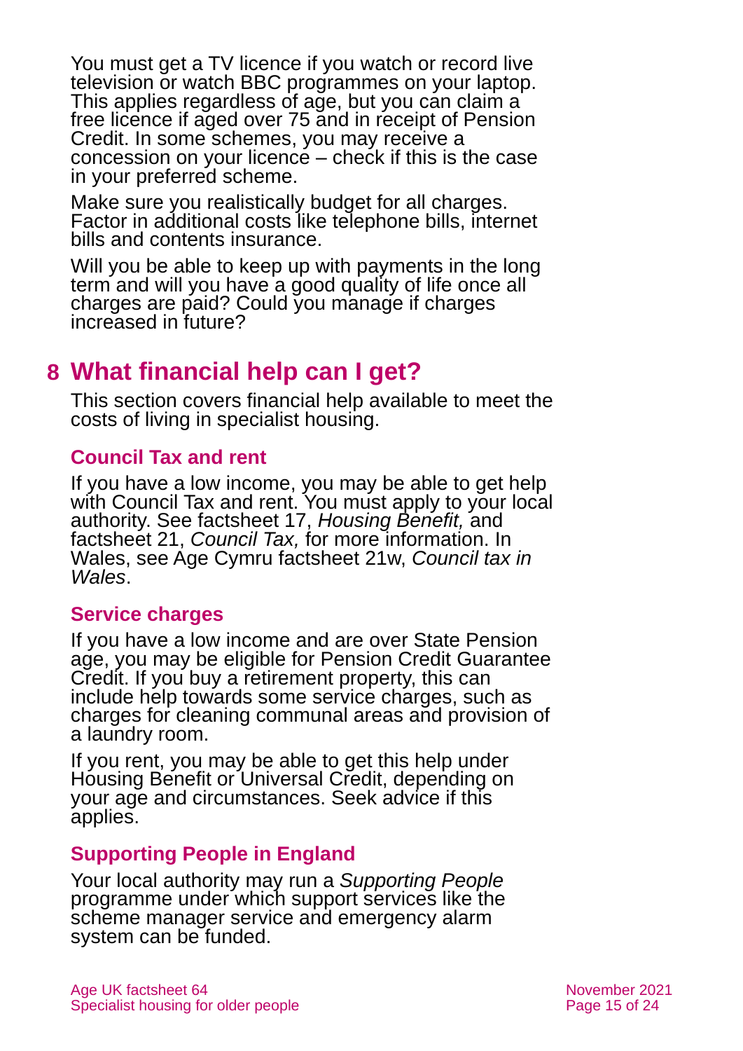You must get a TV licence if you watch or record live television or watch BBC programmes on your laptop. This applies regardless of age, but you can claim a free licence if aged over 75 and in receipt of Pension Credit. In some schemes, you may receive a concession on your licence – check if this is the case in your preferred scheme.

Make sure you realistically budget for all charges. Factor in additional costs like telephone bills, internet bills and contents insurance.

Will you be able to keep up with payments in the long term and will you have a good quality of life once all charges are paid? Could you manage if charges increased in future?

## 8 What financial help can I get?

This section covers financial help available to meet the costs of living in specialist housing.

### Council Tax and rent

If you have a low income, you may be able to get help with Council Tax and rent. You must apply to your local authority. See factsheet 17, *Housing Benefit,* and factsheet 21, *Council Tax,* for more information. In Wales, see Age Cymru factsheet 21w, *Council tax in Wales*.

### Service charges

If you have a low income and are over State Pension age, you may be eligible for Pension Credit Guarantee Credit. If you buy a retirement property, this can include help towards some service charges, such as charges for cleaning communal areas and provision of a laundry room.

If you rent, you may be able to get this help under Housing Benefit or Universal Credit, depending on your age and circumstances. Seek advice if this applies.

### Supporting People in England

Your local authority may run a *Supporting People* programme under which support services like the scheme manager service and emergency alarm system can be funded.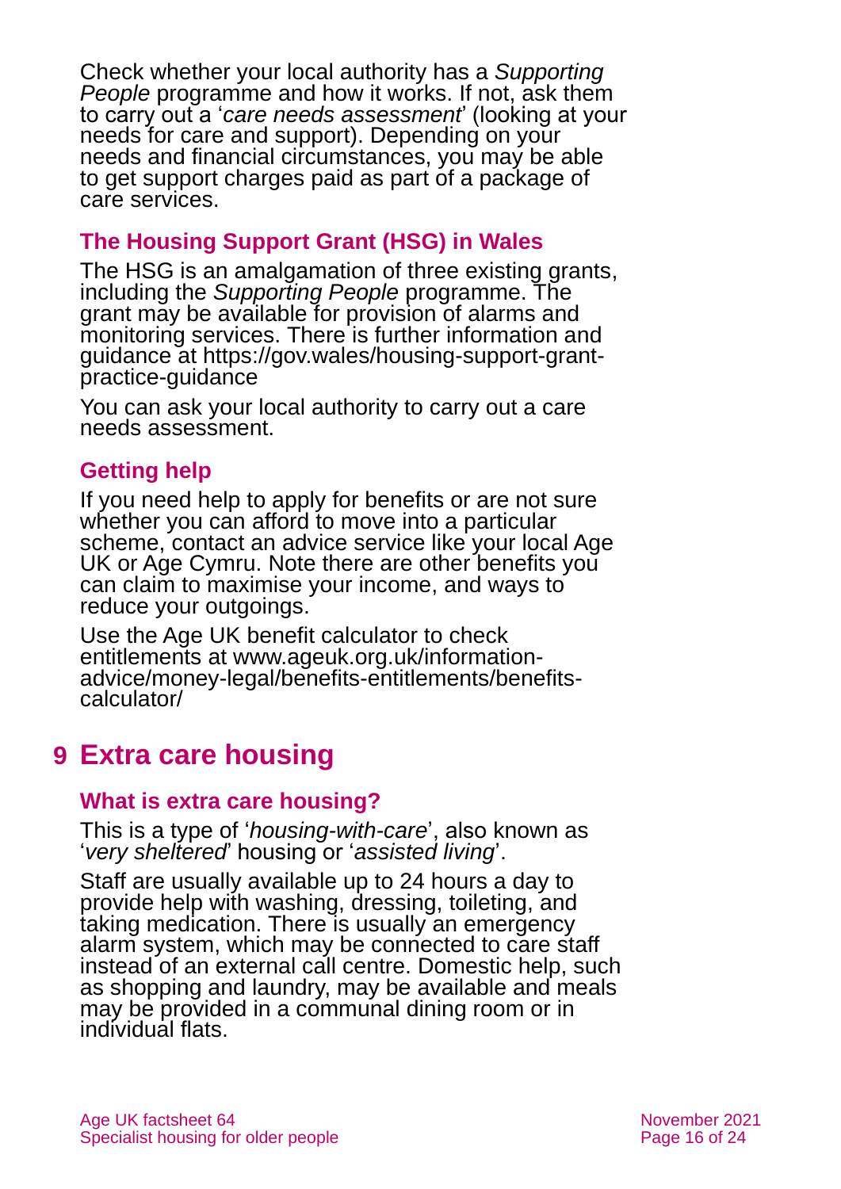Check whether your local authority has a *Supporting People* programme and how it works. If not, ask them to carry out a '*care needs assessment*' (looking at your needs for care and support). Depending on your needs and financial circumstances, you may be able to get support charges paid as part of a package of care services.

### The Housing Support Grant (HSG) in Wales

The HSG is an amalgamation of three existing grants, including the *Supporting People* programme. The grant may be available for provision of alarms and monitoring services. There is further information and guidance at https://gov.wales/housing-support-grant-practice-guidance

You can ask your local authority to carry out a care needs assessment.

### Getting help

If you need help to apply for benefits or are not sure whether you can afford to move into a particular scheme, contact an advice service like your local Age UK or Age Cymru. Note there are other benefits you can claim to maximise your income, and ways to reduce your outgoings.

Use the Age UK benefit calculator to check entitlements at www.ageuk.org.uk/information-advice/money-legal/benefits-entitlements/benefits-calculator/

## 9 Extra care housing

### What is extra care housing?

This is a type of '*housing-with-care*', also known as '*very sheltered*' housing or '*assisted living*'.

Staff are usually available up to 24 hours a day to provide help with washing, dressing, toileting, and taking medication. There is usually an emergency alarm system, which may be connected to care staff instead of an external call centre. Domestic help, such as shopping and laundry, may be available and meals may be provided in a communal dining room or in individual flats.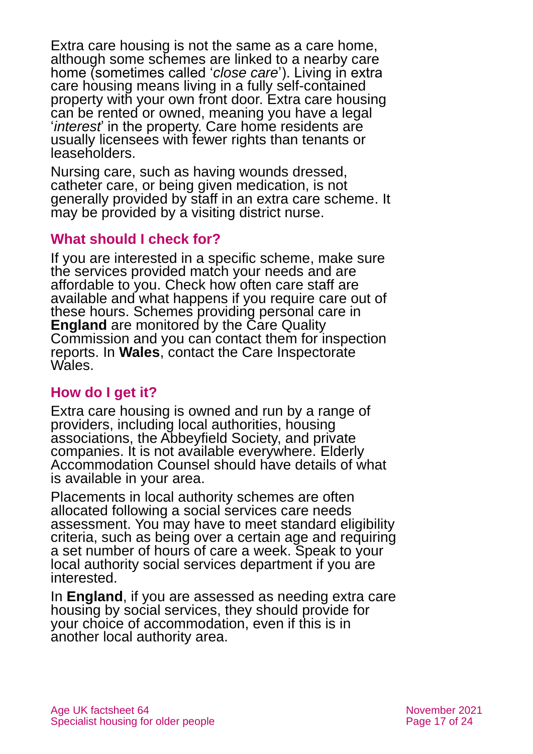Extra care housing is not the same as a care home, although some schemes are linked to a nearby care home (sometimes called '*close care*'). Living in extra care housing means living in a fully self-contained property with your own front door. Extra care housing can be rented or owned, meaning you have a legal '*interest*' in the property. Care home residents are usually licensees with fewer rights than tenants or leaseholders.

Nursing care, such as having wounds dressed, catheter care, or being given medication, is not generally provided by staff in an extra care scheme. It may be provided by a visiting district nurse.

### What should I check for?

If you are interested in a specific scheme, make sure the services provided match your needs and are affordable to you. Check how often care staff are available and what happens if you require care out of these hours. Schemes providing personal care in **England** are monitored by the Care Quality Commission and you can contact them for inspection reports. In **Wales**, contact the Care Inspectorate Wales.

### How do I get it?

Extra care housing is owned and run by a range of providers, including local authorities, housing associations, the Abbeyfield Society, and private companies. It is not available everywhere. Elderly Accommodation Counsel should have details of what is available in your area.

Placements in local authority schemes are often allocated following a social services care needs assessment. You may have to meet standard eligibility criteria, such as being over a certain age and requiring a set number of hours of care a week. Speak to your local authority social services department if you are interested.

In **England**, if you are assessed as needing extra care housing by social services, they should provide for your choice of accommodation, even if this is in another local authority area.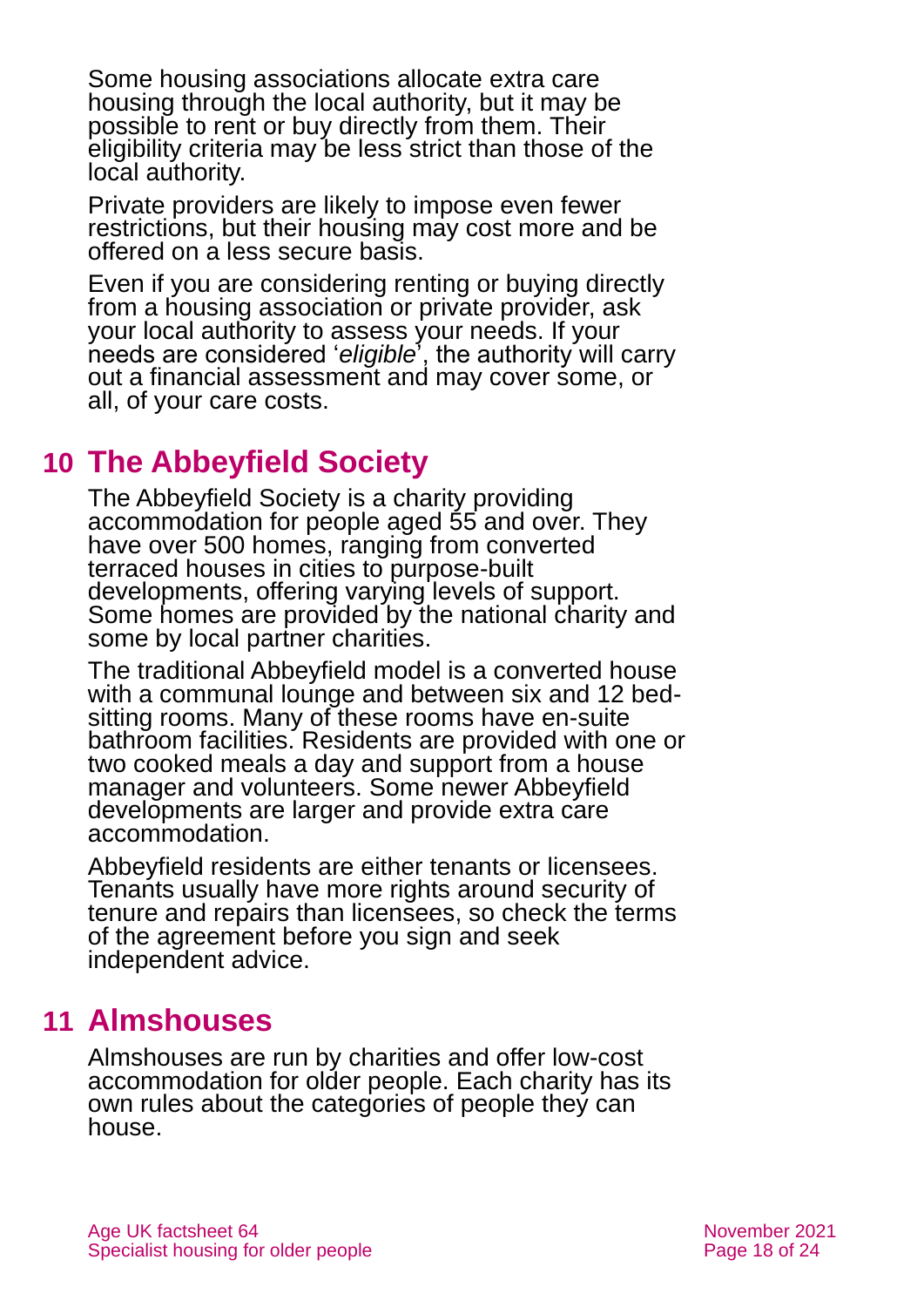Some housing associations allocate extra care housing through the local authority, but it may be possible to rent or buy directly from them. Their eligibility criteria may be less strict than those of the local authority.

Private providers are likely to impose even fewer restrictions, but their housing may cost more and be offered on a less secure basis.

Even if you are considering renting or buying directly from a housing association or private provider, ask your local authority to assess your needs. If your needs are considered '*eligible*', the authority will carry out a financial assessment and may cover some, or all, of your care costs.

## 10 The Abbeyfield Society

The Abbeyfield Society is a charity providing accommodation for people aged 55 and over. They have over 500 homes, ranging from converted terraced houses in cities to purpose-built developments, offering varying levels of support. Some homes are provided by the national charity and some by local partner charities.

The traditional Abbeyfield model is a converted house with a communal lounge and between six and 12 bed-sitting rooms. Many of these rooms have en-suite bathroom facilities. Residents are provided with one or two cooked meals a day and support from a house manager and volunteers. Some newer Abbeyfield developments are larger and provide extra care accommodation.

Abbeyfield residents are either tenants or licensees. Tenants usually have more rights around security of tenure and repairs than licensees, so check the terms of the agreement before you sign and seek independent advice.

## 11 Almshouses

Almshouses are run by charities and offer low-cost accommodation for older people. Each charity has its own rules about the categories of people they can house.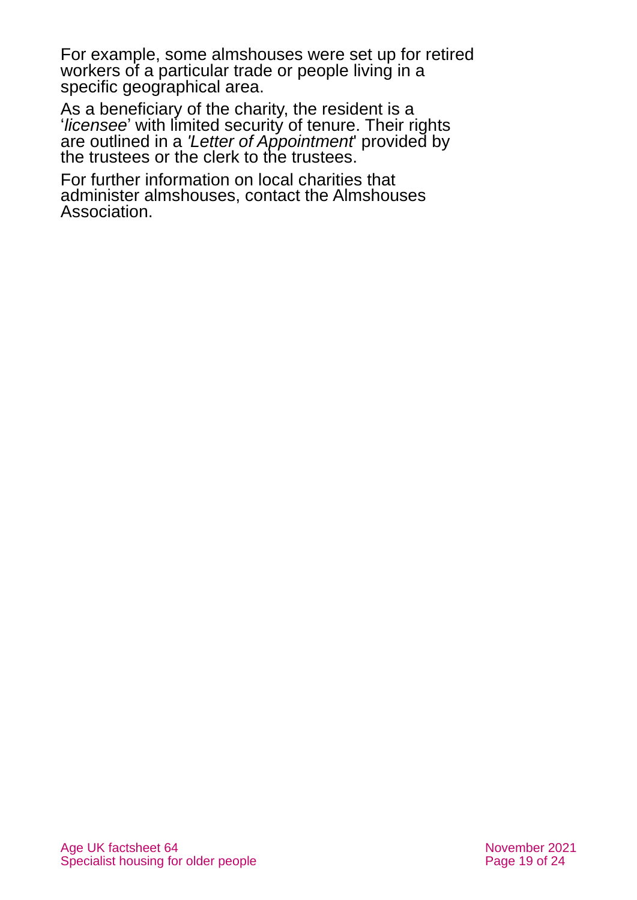For example, some almshouses were set up for retired workers of a particular trade or people living in a specific geographical area.

As a beneficiary of the charity, the resident is a '*licensee*' with limited security of tenure. Their rights are outlined in a '*Letter of Appointment*' provided by the trustees or the clerk to the trustees.

For further information on local charities that administer almshouses, contact the Almshouses Association.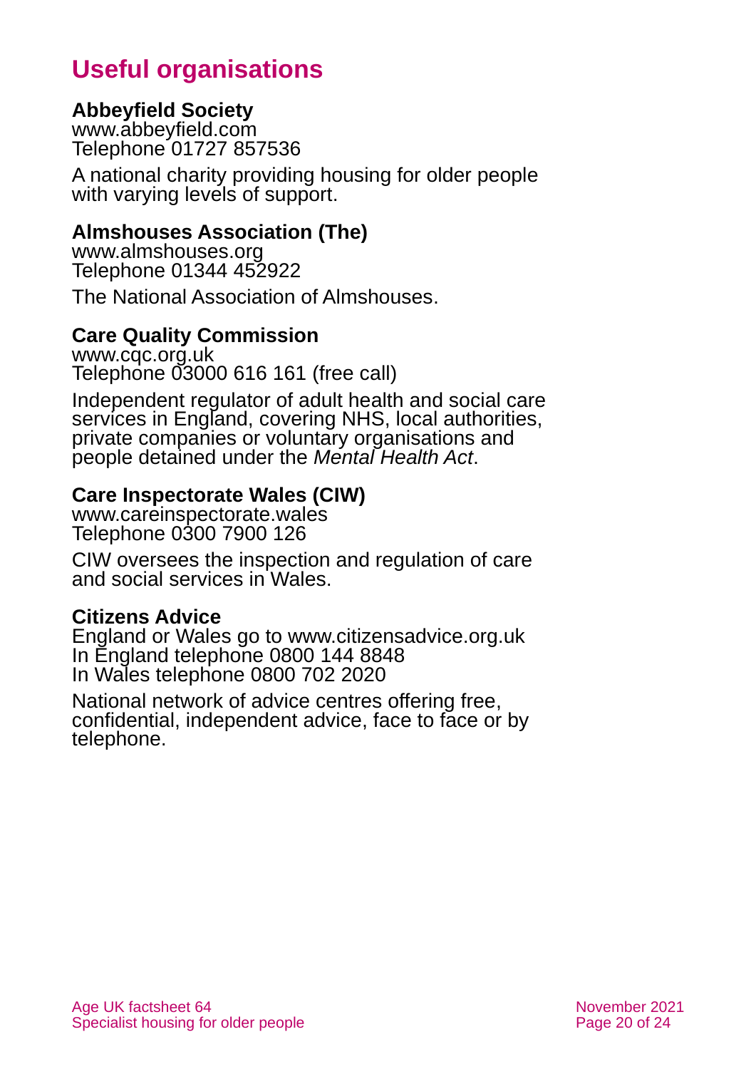# Useful organisations

**Abbeyfield Society**
www.abbeyfield.com
Telephone 01727 857536

A national charity providing housing for older people with varying levels of support.

**Almshouses Association (The)**
www.almshouses.org
Telephone 01344 452922

The National Association of Almshouses.

**Care Quality Commission**
www.cqc.org.uk
Telephone 03000 616 161 (free call)

Independent regulator of adult health and social care services in England, covering NHS, local authorities, private companies or voluntary organisations and people detained under the *Mental Health Act*.

**Care Inspectorate Wales (CIW)**
www.careinspectorate.wales
Telephone 0300 7900 126

CIW oversees the inspection and regulation of care and social services in Wales.

**Citizens Advice**
England or Wales go to www.citizensadvice.org.uk
In England telephone 0800 144 8848
In Wales telephone 0800 702 2020

National network of advice centres offering free, confidential, independent advice, face to face or by telephone.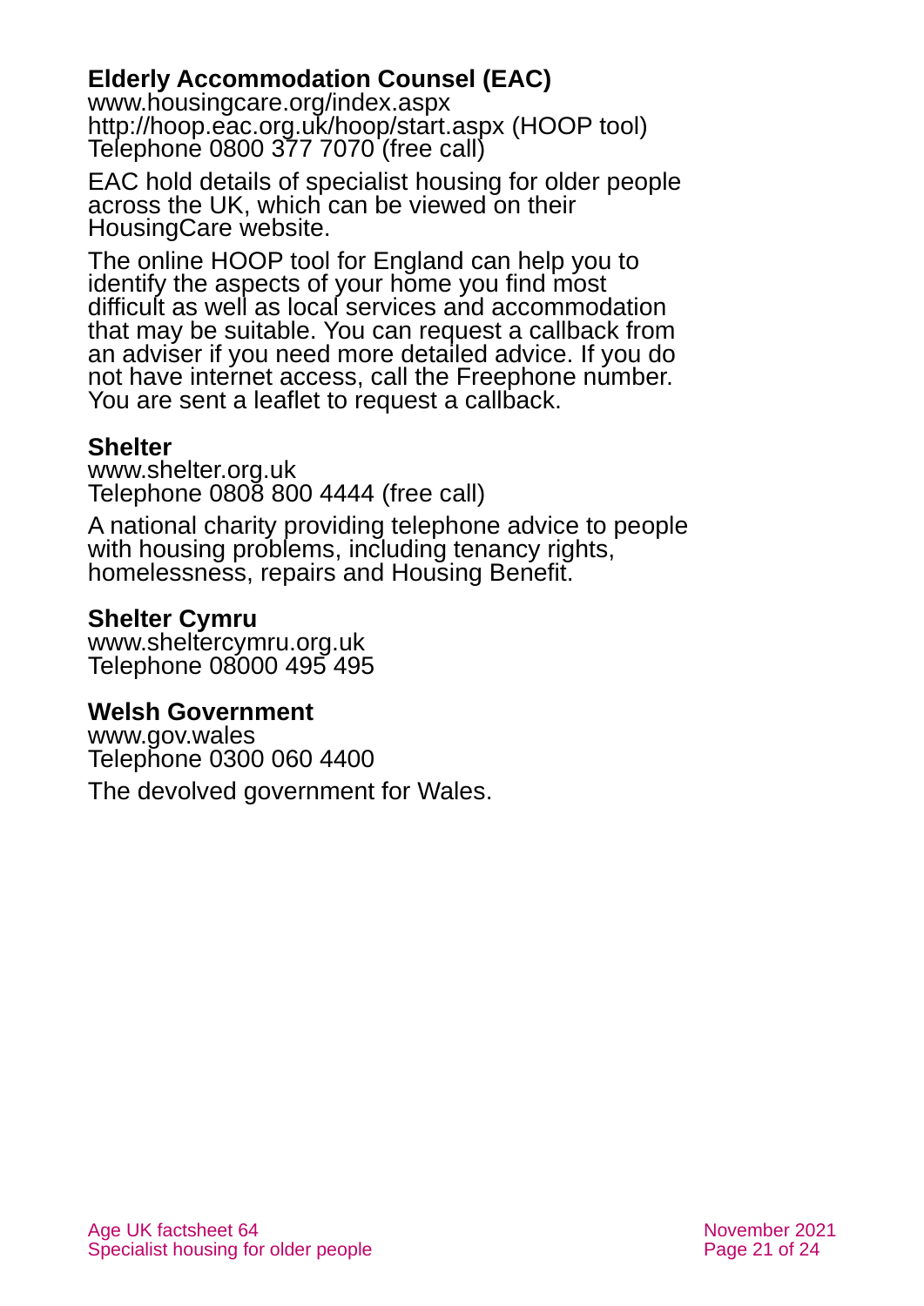### Elderly Accommodation Counsel (EAC)

www.housingcare.org/index.aspx
http://hoop.eac.org.uk/hoop/start.aspx (HOOP tool)
Telephone 0800 377 7070 (free call)

EAC hold details of specialist housing for older people across the UK, which can be viewed on their HousingCare website.

The online HOOP tool for England can help you to identify the aspects of your home you find most difficult as well as local services and accommodation that may be suitable. You can request a callback from an adviser if you need more detailed advice. If you do not have internet access, call the Freephone number. You are sent a leaflet to request a callback.

### Shelter

www.shelter.org.uk
Telephone 0808 800 4444 (free call)

A national charity providing telephone advice to people with housing problems, including tenancy rights, homelessness, repairs and Housing Benefit.

### Shelter Cymru

www.sheltercymru.org.uk
Telephone 08000 495 495

### Welsh Government

www.gov.wales
Telephone 0300 060 4400

The devolved government for Wales.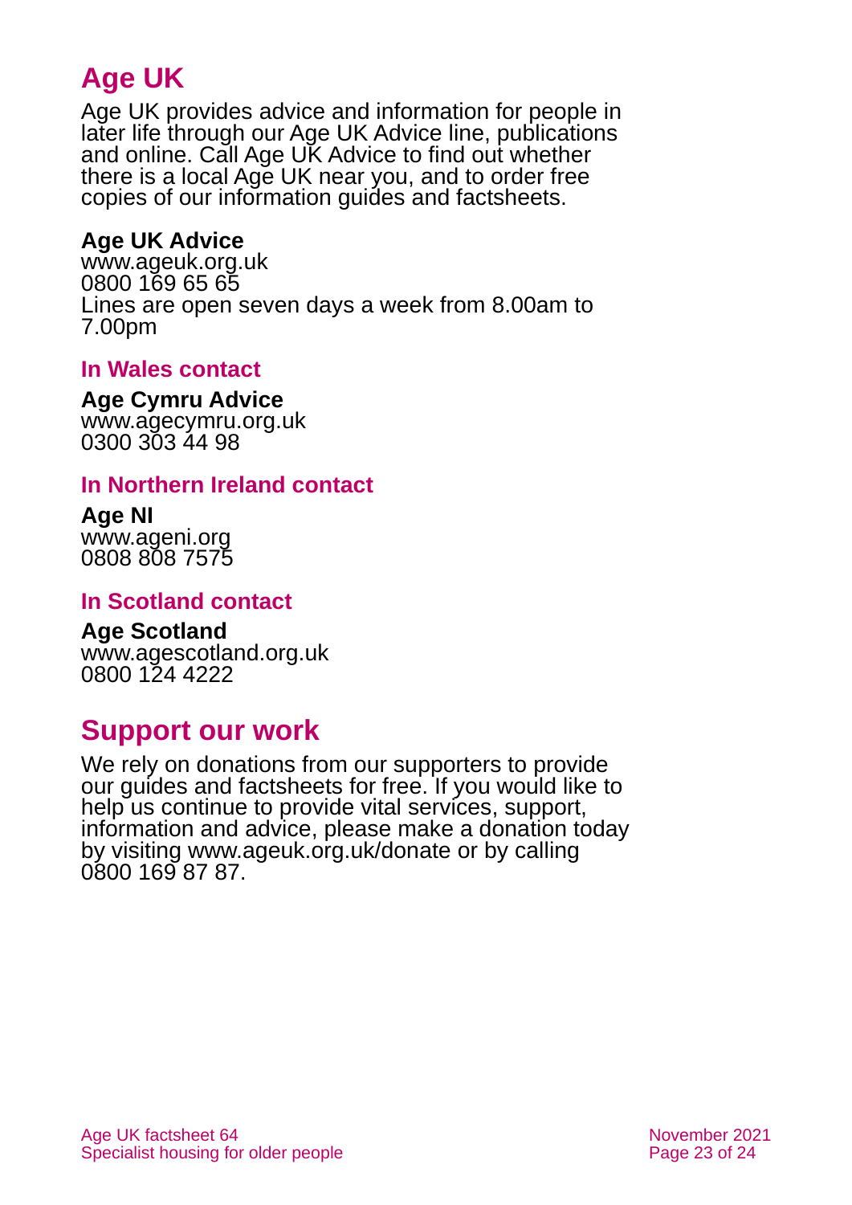# Age UK

Age UK provides advice and information for people in later life through our Age UK Advice line, publications and online. Call Age UK Advice to find out whether there is a local Age UK near you, and to order free copies of our information guides and factsheets.

**Age UK Advice**
www.ageuk.org.uk
0800 169 65 65
Lines are open seven days a week from 8.00am to 7.00pm

### In Wales contact

**Age Cymru Advice**
www.agecymru.org.uk
0300 303 44 98

### In Northern Ireland contact

**Age NI**
www.ageni.org
0808 808 7575

### In Scotland contact

**Age Scotland**
www.agescotland.org.uk
0800 124 4222

# Support our work

We rely on donations from our supporters to provide our guides and factsheets for free. If you would like to help us continue to provide vital services, support, information and advice, please make a donation today by visiting www.ageuk.org.uk/donate or by calling 0800 169 87 87.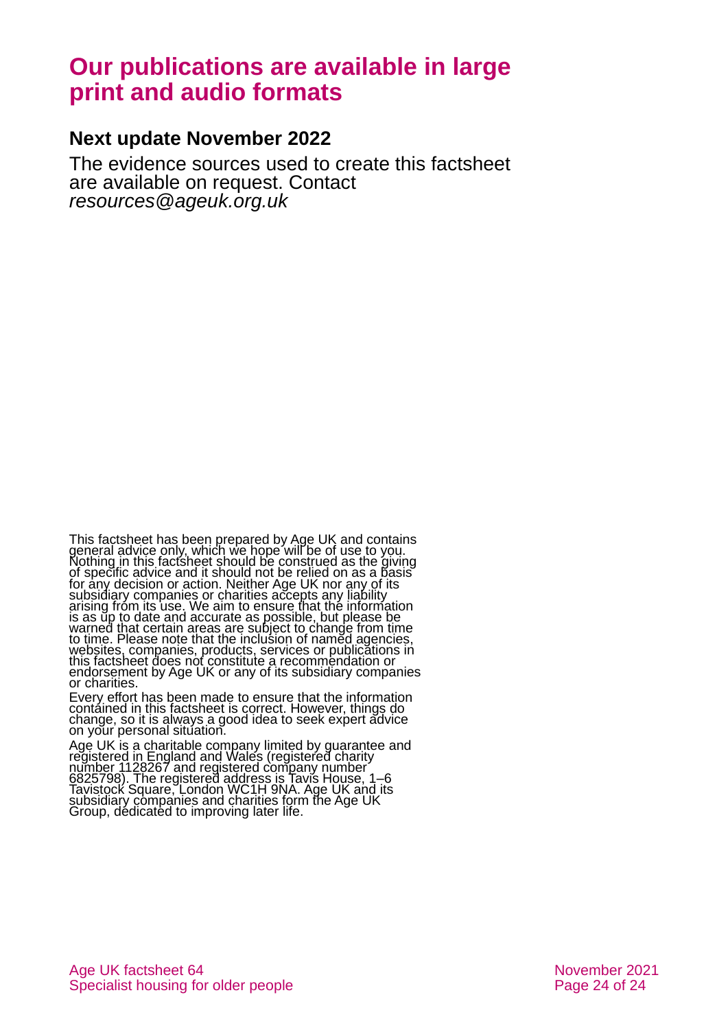# Our publications are available in large print and audio formats

## Next update November 2022

The evidence sources used to create this factsheet are available on request. Contact *resources@ageuk.org.uk*

This factsheet has been prepared by Age UK and contains general advice only, which we hope will be of use to you. Nothing in this factsheet should be construed as the giving of specific advice and it should not be relied on as a basis for any decision or action. Neither Age UK nor any of its subsidiary companies or charities accepts any liability arising from its use. We aim to ensure that the information is as up to date and accurate as possible, but please be warned that certain areas are subject to change from time to time. Please note that the inclusion of named agencies, websites, companies, products, services or publications in this factsheet does not constitute a recommendation or endorsement by Age UK or any of its subsidiary companies or charities.

Every effort has been made to ensure that the information contained in this factsheet is correct. However, things do change, so it is always a good idea to seek expert advice on your personal situation.

Age UK is a charitable company limited by guarantee and registered in England and Wales (registered charity number 1128267 and registered company number 6825798). The registered address is Tavis House, 1–6 Tavistock Square, London WC1H 9NA. Age UK and its subsidiary companies and charities form the Age UK Group, dedicated to improving later life.